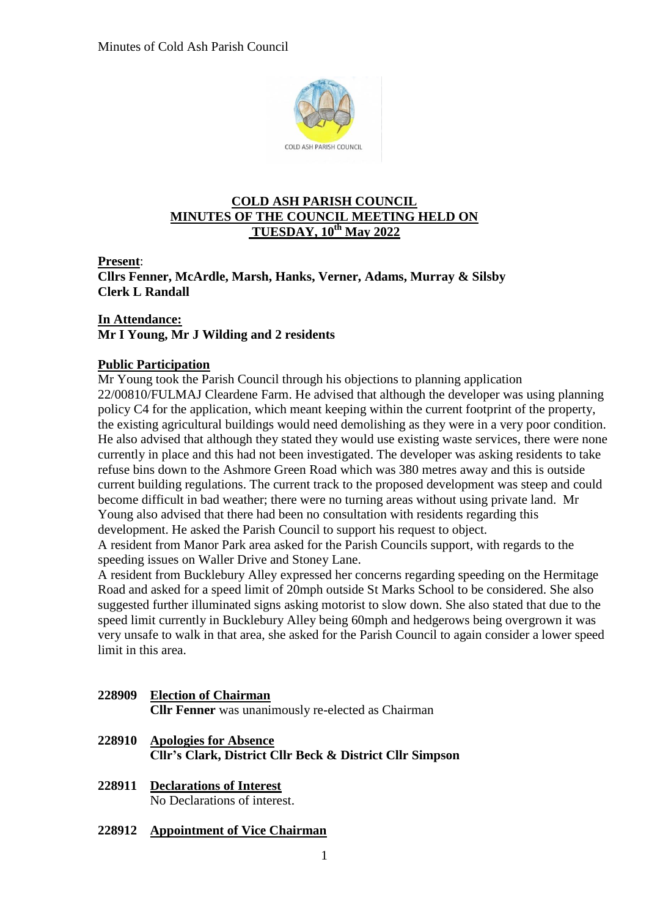# COLD ASH PARISH COUNCIL
# MINUTES OF THE COUNCIL MEETING HELD ON TUESDAY, 10th May 2022

**Present**:
**Cllrs Fenner, McArdle, Marsh, Hanks, Verner, Adams, Murray & Silsby**
**Clerk L Randall**

**In Attendance:**
**Mr I Young, Mr J Wilding and 2 residents**

**Public Participation**

Mr Young took the Parish Council through his objections to planning application 22/00810/FULMAJ Cleardene Farm. He advised that although the developer was using planning policy C4 for the application, which meant keeping within the current footprint of the property, the existing agricultural buildings would need demolishing as they were in a very poor condition. He also advised that although they stated they would use existing waste services, there were none currently in place and this had not been investigated. The developer was asking residents to take refuse bins down to the Ashmore Green Road which was 380 metres away and this is outside current building regulations. The current track to the proposed development was steep and could become difficult in bad weather; there were no turning areas without using private land. Mr Young also advised that there had been no consultation with residents regarding this development. He asked the Parish Council to support his request to object.

A resident from Manor Park area asked for the Parish Councils support, with regards to the speeding issues on Waller Drive and Stoney Lane.

A resident from Bucklebury Alley expressed her concerns regarding speeding on the Hermitage Road and asked for a speed limit of 20mph outside St Marks School to be considered. She also suggested further illuminated signs asking motorist to slow down. She also stated that due to the speed limit currently in Bucklebury Alley being 60mph and hedgerows being overgrown it was very unsafe to walk in that area, she asked for the Parish Council to again consider a lower speed limit in this area.

**228909 Election of Chairman**

**Cllr Fenner** was unanimously re-elected as Chairman

**228910 Apologies for Absence**

**Cllr's Clark, District Cllr Beck & District Cllr Simpson**

**228911 Declarations of Interest**

No Declarations of interest.

**228912 Appointment of Vice Chairman**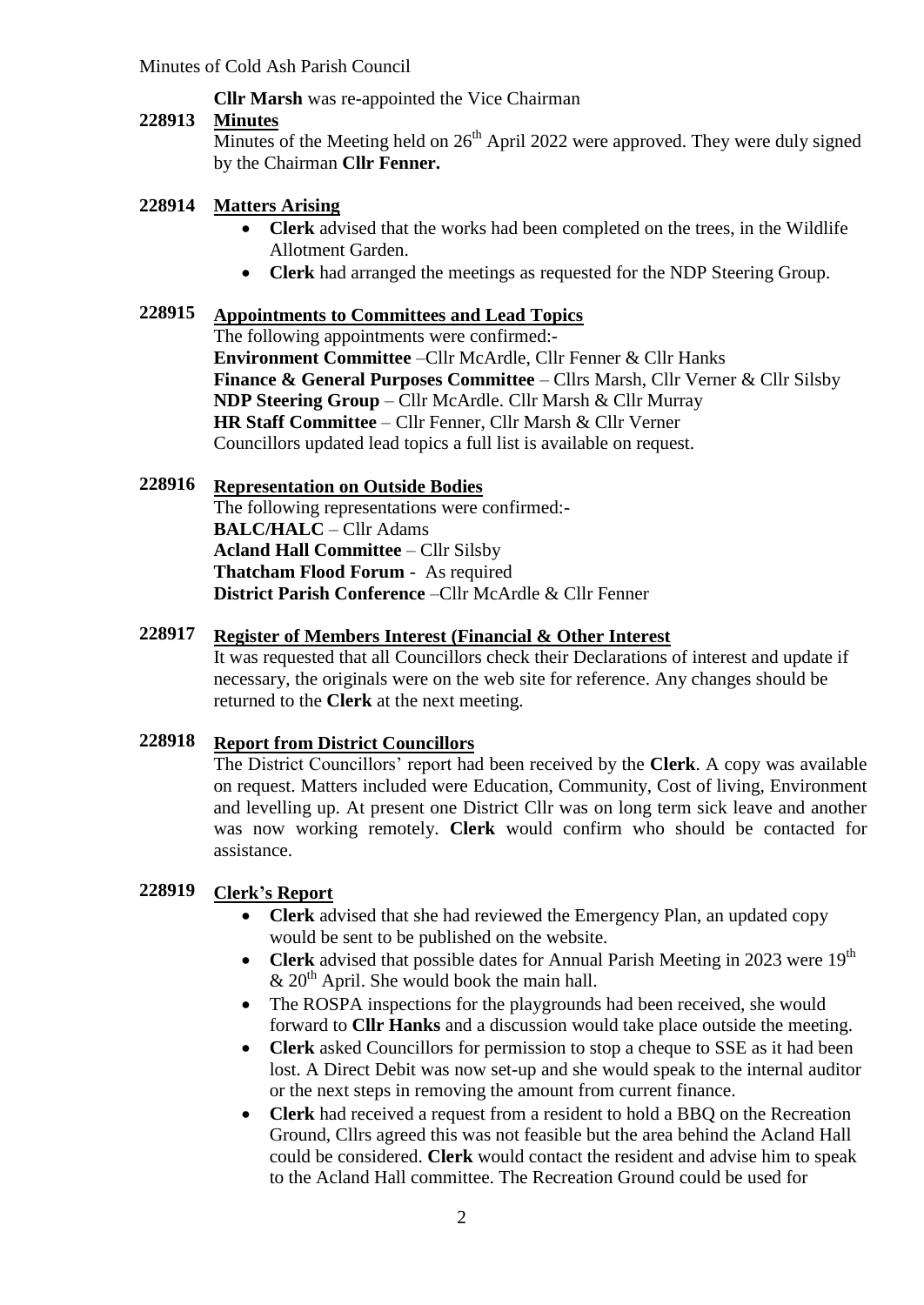**Cllr Marsh** was re-appointed the Vice Chairman

**228913 Minutes**

Minutes of the Meeting held on 26th April 2022 were approved. They were duly signed by the Chairman **Cllr Fenner.**

**228914 Matters Arising**

- **Clerk** advised that the works had been completed on the trees, in the Wildlife Allotment Garden.
- **Clerk** had arranged the meetings as requested for the NDP Steering Group.

**228915 Appointments to Committees and Lead Topics**

The following appointments were confirmed:-
**Environment Committee** –Cllr McArdle, Cllr Fenner & Cllr Hanks
**Finance & General Purposes Committee** – Cllrs Marsh, Cllr Verner & Cllr Silsby
**NDP Steering Group** – Cllr McArdle. Cllr Marsh & Cllr Murray
**HR Staff Committee** – Cllr Fenner, Cllr Marsh & Cllr Verner
Councillors updated lead topics a full list is available on request.

**228916 Representation on Outside Bodies**

The following representations were confirmed:-
**BALC/HALC** – Cllr Adams
**Acland Hall Committee** – Cllr Silsby
**Thatcham Flood Forum** - As required
**District Parish Conference** –Cllr McArdle & Cllr Fenner

**228917 Register of Members Interest (Financial & Other Interest**

It was requested that all Councillors check their Declarations of interest and update if necessary, the originals were on the web site for reference. Any changes should be returned to the **Clerk** at the next meeting.

**228918 Report from District Councillors**

The District Councillors' report had been received by the **Clerk**. A copy was available on request. Matters included were Education, Community, Cost of living, Environment and levelling up. At present one District Cllr was on long term sick leave and another was now working remotely. **Clerk** would confirm who should be contacted for assistance.

**228919 Clerk's Report**

- **Clerk** advised that she had reviewed the Emergency Plan, an updated copy would be sent to be published on the website.
- **Clerk** advised that possible dates for Annual Parish Meeting in 2023 were 19th & 20th April. She would book the main hall.
- The ROSPA inspections for the playgrounds had been received, she would forward to **Cllr Hanks** and a discussion would take place outside the meeting.
- **Clerk** asked Councillors for permission to stop a cheque to SSE as it had been lost. A Direct Debit was now set-up and she would speak to the internal auditor or the next steps in removing the amount from current finance.
- **Clerk** had received a request from a resident to hold a BBQ on the Recreation Ground, Cllrs agreed this was not feasible but the area behind the Acland Hall could be considered. **Clerk** would contact the resident and advise him to speak to the Acland Hall committee. The Recreation Ground could be used for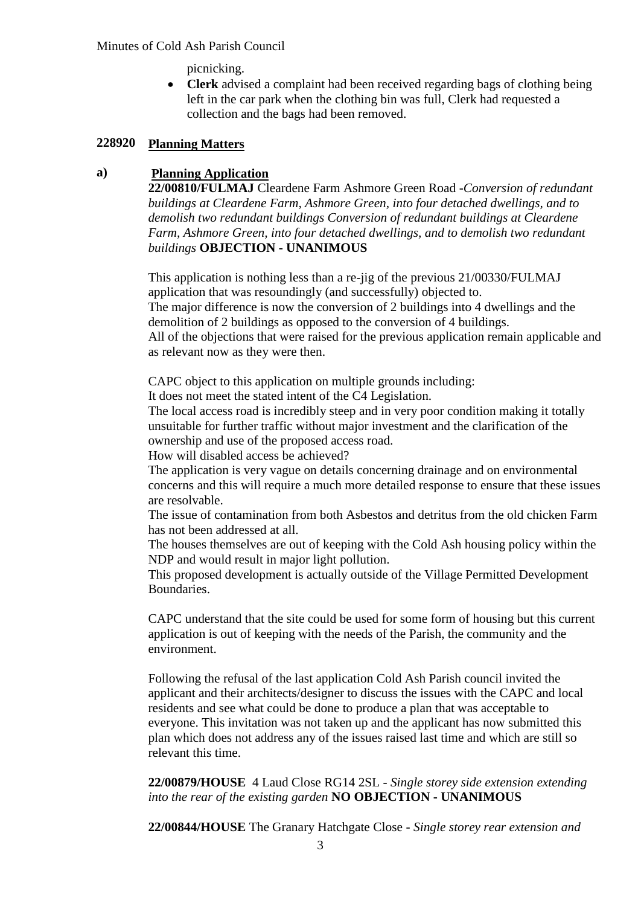picnicking.

- **Clerk** advised a complaint had been received regarding bags of clothing being left in the car park when the clothing bin was full, Clerk had requested a collection and the bags had been removed.

## 228920 Planning Matters

**a) Planning Application**

**22/00810/FULMAJ** Cleardene Farm Ashmore Green Road -*Conversion of redundant buildings at Cleardene Farm, Ashmore Green, into four detached dwellings, and to demolish two redundant buildings Conversion of redundant buildings at Cleardene Farm, Ashmore Green, into four detached dwellings, and to demolish two redundant buildings* **OBJECTION - UNANIMOUS**

This application is nothing less than a re-jig of the previous 21/00330/FULMAJ application that was resoundingly (and successfully) objected to.
The major difference is now the conversion of 2 buildings into 4 dwellings and the demolition of 2 buildings as opposed to the conversion of 4 buildings.
All of the objections that were raised for the previous application remain applicable and as relevant now as they were then.

CAPC object to this application on multiple grounds including:
It does not meet the stated intent of the C4 Legislation.
The local access road is incredibly steep and in very poor condition making it totally unsuitable for further traffic without major investment and the clarification of the ownership and use of the proposed access road.
How will disabled access be achieved?
The application is very vague on details concerning drainage and on environmental concerns and this will require a much more detailed response to ensure that these issues are resolvable.
The issue of contamination from both Asbestos and detritus from the old chicken Farm has not been addressed at all.
The houses themselves are out of keeping with the Cold Ash housing policy within the NDP and would result in major light pollution.
This proposed development is actually outside of the Village Permitted Development Boundaries.

CAPC understand that the site could be used for some form of housing but this current application is out of keeping with the needs of the Parish, the community and the environment.

Following the refusal of the last application Cold Ash Parish council invited the applicant and their architects/designer to discuss the issues with the CAPC and local residents and see what could be done to produce a plan that was acceptable to everyone. This invitation was not taken up and the applicant has now submitted this plan which does not address any of the issues raised last time and which are still so relevant this time.

**22/00879/HOUSE** 4 Laud Close RG14 2SL - *Single storey side extension extending into the rear of the existing garden* **NO OBJECTION - UNANIMOUS**

**22/00844/HOUSE** The Granary Hatchgate Close - *Single storey rear extension and*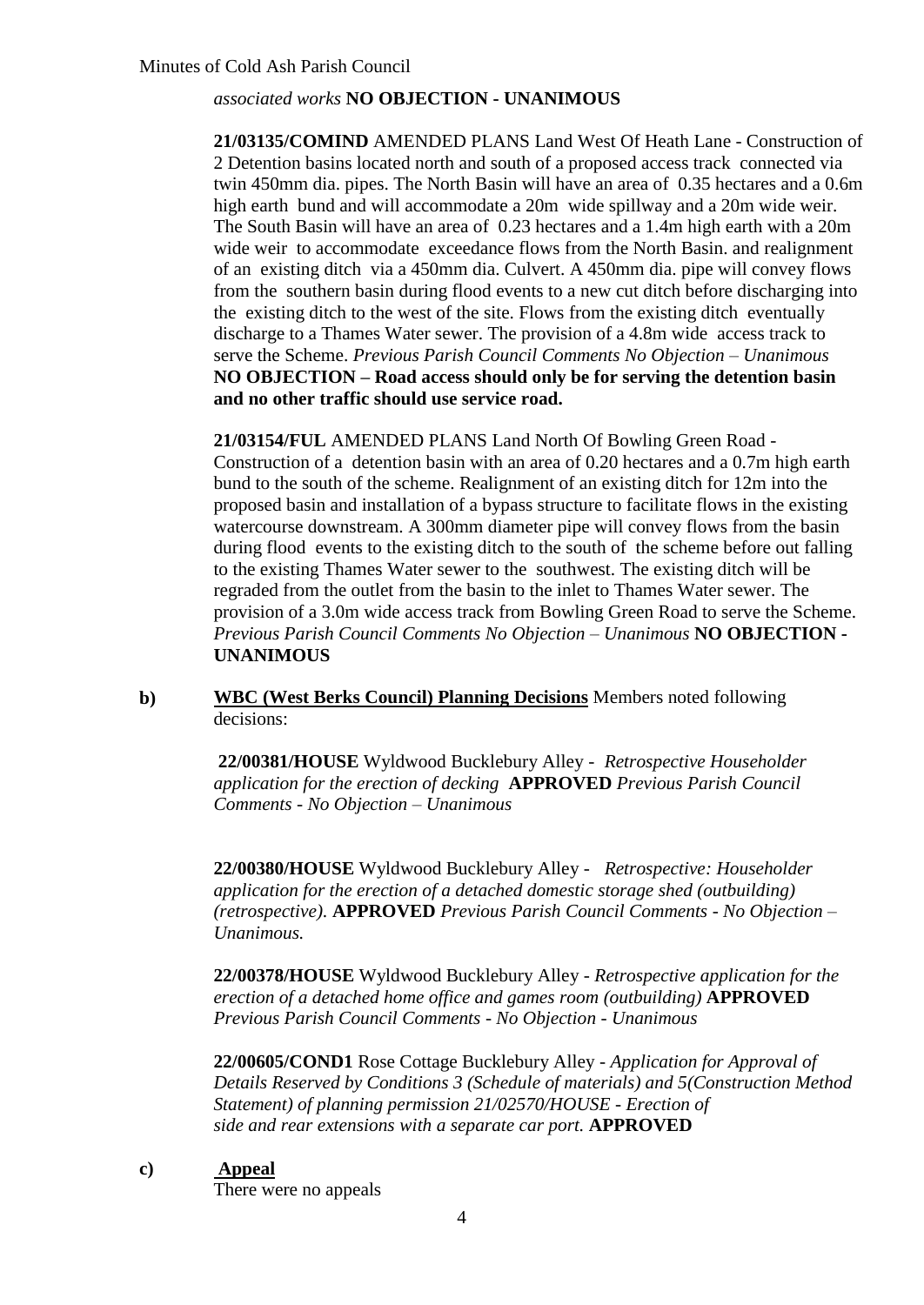*associated works* **NO OBJECTION - UNANIMOUS**

**21/03135/COMIND** AMENDED PLANS Land West Of Heath Lane - Construction of 2 Detention basins located north and south of a proposed access track connected via twin 450mm dia. pipes. The North Basin will have an area of 0.35 hectares and a 0.6m high earth bund and will accommodate a 20m wide spillway and a 20m wide weir. The South Basin will have an area of 0.23 hectares and a 1.4m high earth with a 20m wide weir to accommodate exceedance flows from the North Basin. and realignment of an existing ditch via a 450mm dia. Culvert. A 450mm dia. pipe will convey flows from the southern basin during flood events to a new cut ditch before discharging into the existing ditch to the west of the site. Flows from the existing ditch eventually discharge to a Thames Water sewer. The provision of a 4.8m wide access track to serve the Scheme. *Previous Parish Council Comments No Objection – Unanimous* **NO OBJECTION – Road access should only be for serving the detention basin and no other traffic should use service road.**

**21/03154/FUL** AMENDED PLANS Land North Of Bowling Green Road - Construction of a detention basin with an area of 0.20 hectares and a 0.7m high earth bund to the south of the scheme. Realignment of an existing ditch for 12m into the proposed basin and installation of a bypass structure to facilitate flows in the existing watercourse downstream. A 300mm diameter pipe will convey flows from the basin during flood events to the existing ditch to the south of the scheme before out falling to the existing Thames Water sewer to the southwest. The existing ditch will be regraded from the outlet from the basin to the inlet to Thames Water sewer. The provision of a 3.0m wide access track from Bowling Green Road to serve the Scheme. *Previous Parish Council Comments No Objection – Unanimous* **NO OBJECTION - UNANIMOUS**

**b)** **WBC (West Berks Council) Planning Decisions** Members noted following decisions:

**22/00381/HOUSE** Wyldwood Bucklebury Alley - *Retrospective Householder application for the erection of decking* **APPROVED** *Previous Parish Council Comments - No Objection – Unanimous*

**22/00380/HOUSE** Wyldwood Bucklebury Alley - *Retrospective: Householder application for the erection of a detached domestic storage shed (outbuilding) (retrospective).* **APPROVED** *Previous Parish Council Comments - No Objection – Unanimous.*

**22/00378/HOUSE** Wyldwood Bucklebury Alley - *Retrospective application for the erection of a detached home office and games room (outbuilding)* **APPROVED** *Previous Parish Council Comments - No Objection - Unanimous*

**22/00605/COND1** Rose Cottage Bucklebury Alley - *Application for Approval of Details Reserved by Conditions 3 (Schedule of materials) and 5(Construction Method Statement) of planning permission 21/02570/HOUSE - Erection of side and rear extensions with a separate car port.* **APPROVED**

**c)** **Appeal**

There were no appeals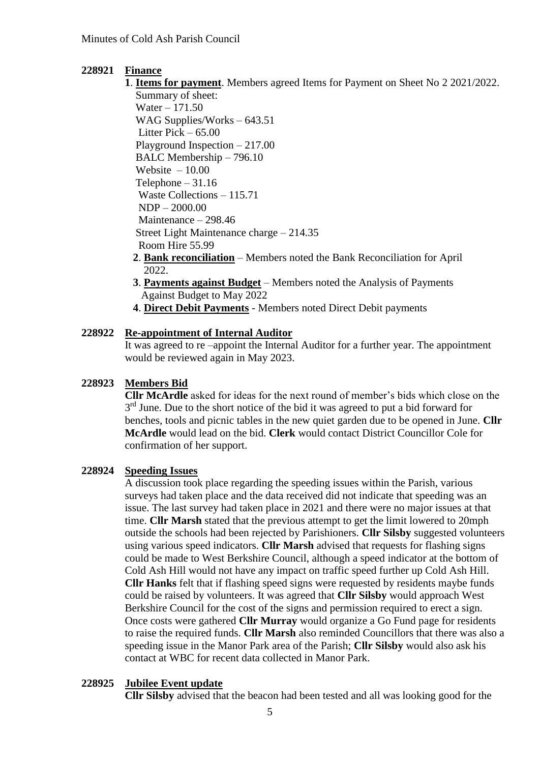**228921 Finance**

1. **Items for payment**. Members agreed Items for Payment on Sheet No 2 2021/2022.
   Summary of sheet:
   Water – 171.50
   WAG Supplies/Works – 643.51
   Litter Pick – 65.00
   Playground Inspection – 217.00
   BALC Membership – 796.10
   Website – 10.00
   Telephone – 31.16
   Waste Collections – 115.71
   NDP – 2000.00
   Maintenance – 298.46
   Street Light Maintenance charge – 214.35
   Room Hire 55.99
2. **Bank reconciliation** – Members noted the Bank Reconciliation for April 2022.
3. **Payments against Budget** – Members noted the Analysis of Payments Against Budget to May 2022
4. **Direct Debit Payments** - Members noted Direct Debit payments

**228922 Re-appointment of Internal Auditor**

It was agreed to re –appoint the Internal Auditor for a further year. The appointment would be reviewed again in May 2023.

**228923 Members Bid**

**Cllr McArdle** asked for ideas for the next round of member's bids which close on the 3rd June. Due to the short notice of the bid it was agreed to put a bid forward for benches, tools and picnic tables in the new quiet garden due to be opened in June. **Cllr McArdle** would lead on the bid. **Clerk** would contact District Councillor Cole for confirmation of her support.

**228924 Speeding Issues**

A discussion took place regarding the speeding issues within the Parish, various surveys had taken place and the data received did not indicate that speeding was an issue. The last survey had taken place in 2021 and there were no major issues at that time. **Cllr Marsh** stated that the previous attempt to get the limit lowered to 20mph outside the schools had been rejected by Parishioners. **Cllr Silsby** suggested volunteers using various speed indicators. **Cllr Marsh** advised that requests for flashing signs could be made to West Berkshire Council, although a speed indicator at the bottom of Cold Ash Hill would not have any impact on traffic speed further up Cold Ash Hill. **Cllr Hanks** felt that if flashing speed signs were requested by residents maybe funds could be raised by volunteers. It was agreed that **Cllr Silsby** would approach West Berkshire Council for the cost of the signs and permission required to erect a sign. Once costs were gathered **Cllr Murray** would organize a Go Fund page for residents to raise the required funds. **Cllr Marsh** also reminded Councillors that there was also a speeding issue in the Manor Park area of the Parish; **Cllr Silsby** would also ask his contact at WBC for recent data collected in Manor Park.

**228925 Jubilee Event update**

**Cllr Silsby** advised that the beacon had been tested and all was looking good for the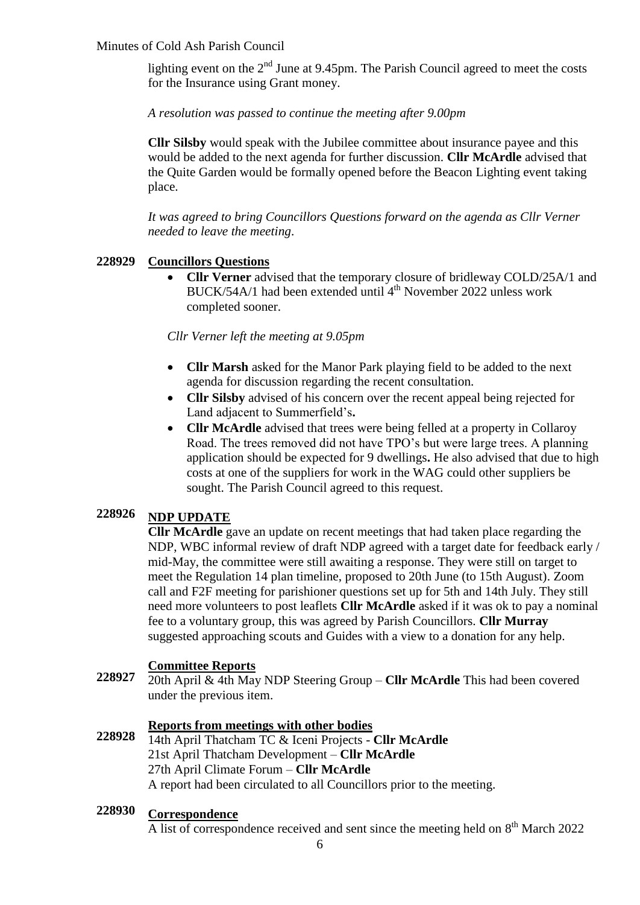lighting event on the 2nd June at 9.45pm. The Parish Council agreed to meet the costs for the Insurance using Grant money.

*A resolution was passed to continue the meeting after 9.00pm*

**Cllr Silsby** would speak with the Jubilee committee about insurance payee and this would be added to the next agenda for further discussion. **Cllr McArdle** advised that the Quite Garden would be formally opened before the Beacon Lighting event taking place.

*It was agreed to bring Councillors Questions forward on the agenda as Cllr Verner needed to leave the meeting.*

**228929 Councillors Questions**

- **Cllr Verner** advised that the temporary closure of bridleway COLD/25A/1 and BUCK/54A/1 had been extended until 4th November 2022 unless work completed sooner.

*Cllr Verner left the meeting at 9.05pm*

- **Cllr Marsh** asked for the Manor Park playing field to be added to the next agenda for discussion regarding the recent consultation.
- **Cllr Silsby** advised of his concern over the recent appeal being rejected for Land adjacent to Summerfield's**.**
- **Cllr McArdle** advised that trees were being felled at a property in Collaroy Road. The trees removed did not have TPO's but were large trees. A planning application should be expected for 9 dwellings**.** He also advised that due to high costs at one of the suppliers for work in the WAG could other suppliers be sought. The Parish Council agreed to this request.

**228926 NDP UPDATE**

**Cllr McArdle** gave an update on recent meetings that had taken place regarding the NDP, WBC informal review of draft NDP agreed with a target date for feedback early / mid-May, the committee were still awaiting a response. They were still on target to meet the Regulation 14 plan timeline, proposed to 20th June (to 15th August). Zoom call and F2F meeting for parishioner questions set up for 5th and 14th July. They still need more volunteers to post leaflets **Cllr McArdle** asked if it was ok to pay a nominal fee to a voluntary group, this was agreed by Parish Councillors. **Cllr Murray** suggested approaching scouts and Guides with a view to a donation for any help.

**228927 Committee Reports**

20th April & 4th May NDP Steering Group – **Cllr McArdle** This had been covered under the previous item.

**228928 Reports from meetings with other bodies**

14th April Thatcham TC & Iceni Projects - **Cllr McArdle**
21st April Thatcham Development – **Cllr McArdle**
27th April Climate Forum – **Cllr McArdle**
A report had been circulated to all Councillors prior to the meeting.

**228930 Correspondence**

A list of correspondence received and sent since the meeting held on 8th March 2022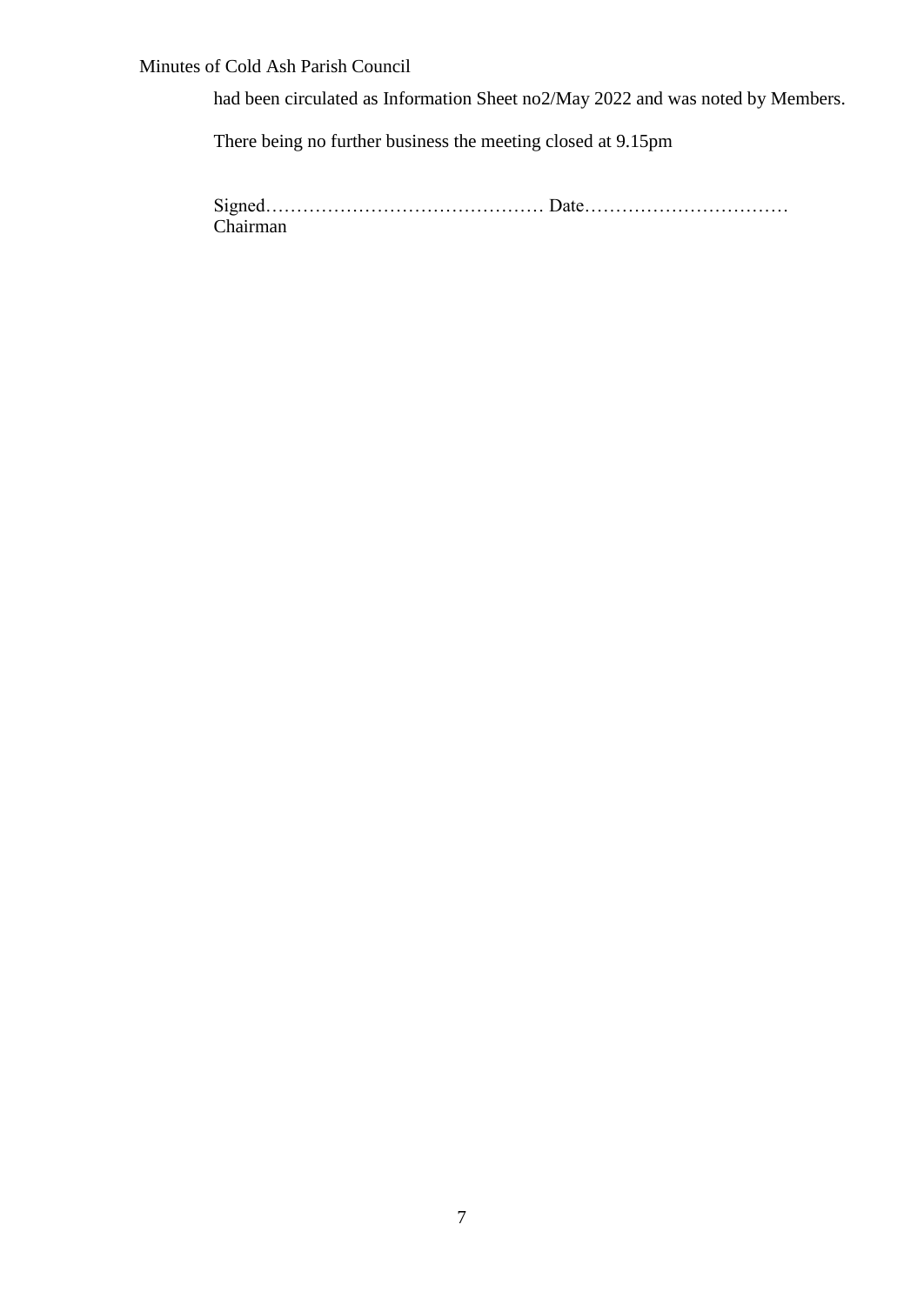had been circulated as Information Sheet no2/May 2022 and was noted by Members.

There being no further business the meeting closed at 9.15pm

Signed……………………………………… Date……………………………
Chairman